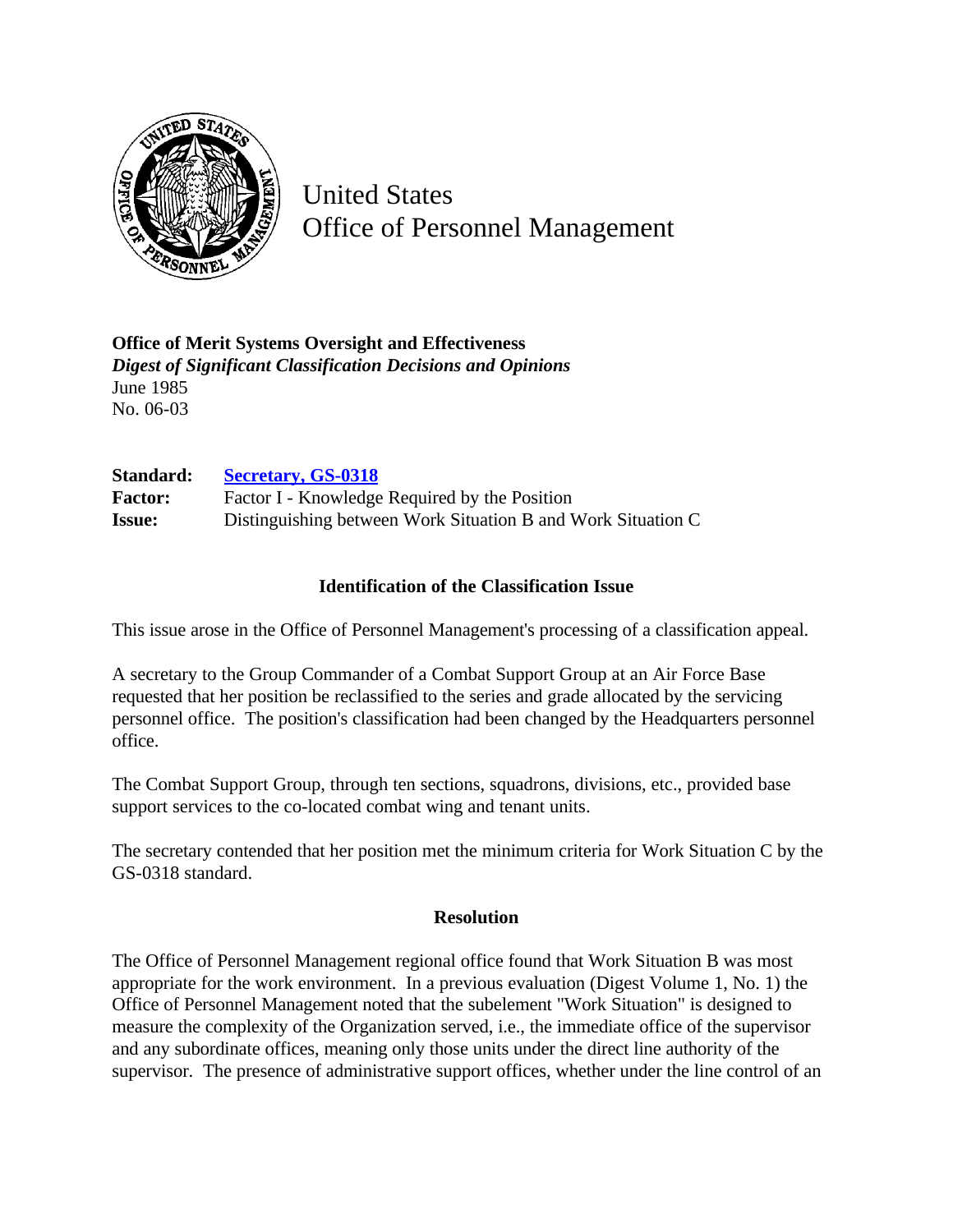United States
Office of Personnel Management

**Office of Merit Systems Oversight and Effectiveness**
***Digest of Significant Classification Decisions and Opinions***
June 1985
No. 06-03

| | |
|---|---|
| **Standard:** | **Secretary, GS-0318** |
| **Factor:** | Factor I - Knowledge Required by the Position |
| **Issue:** | Distinguishing between Work Situation B and Work Situation C |

## Identification of the Classification Issue

This issue arose in the Office of Personnel Management's processing of a classification appeal.

A secretary to the Group Commander of a Combat Support Group at an Air Force Base requested that her position be reclassified to the series and grade allocated by the servicing personnel office. The position's classification had been changed by the Headquarters personnel office.

The Combat Support Group, through ten sections, squadrons, divisions, etc., provided base support services to the co-located combat wing and tenant units.

The secretary contended that her position met the minimum criteria for Work Situation C by the GS-0318 standard.

## Resolution

The Office of Personnel Management regional office found that Work Situation B was most appropriate for the work environment. In a previous evaluation (Digest Volume 1, No. 1) the Office of Personnel Management noted that the subelement "Work Situation" is designed to measure the complexity of the Organization served, i.e., the immediate office of the supervisor and any subordinate offices, meaning only those units under the direct line authority of the supervisor. The presence of administrative support offices, whether under the line control of an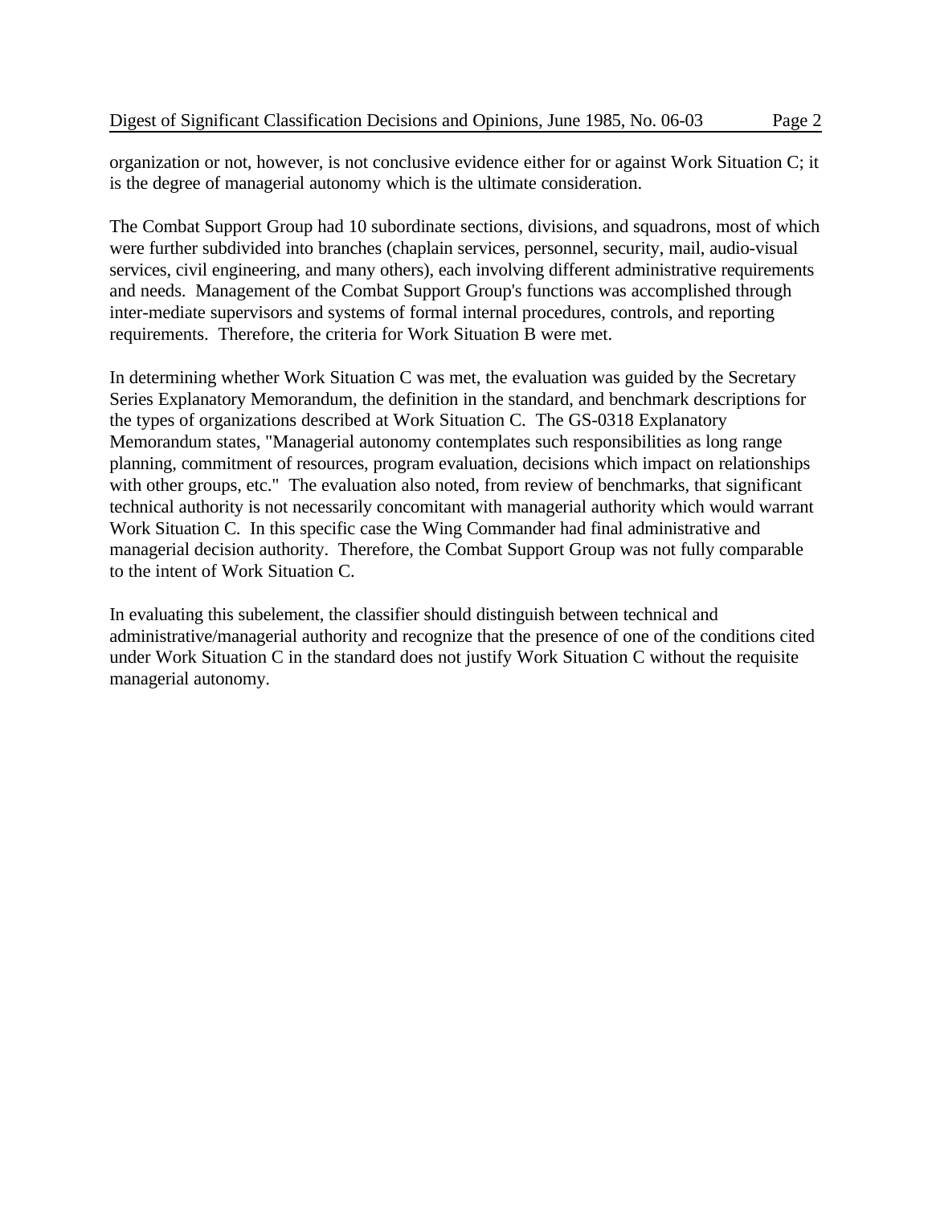organization or not, however, is not conclusive evidence either for or against Work Situation C; it is the degree of managerial autonomy which is the ultimate consideration.

The Combat Support Group had 10 subordinate sections, divisions, and squadrons, most of which were further subdivided into branches (chaplain services, personnel, security, mail, audio-visual services, civil engineering, and many others), each involving different administrative requirements and needs. Management of the Combat Support Group's functions was accomplished through inter-mediate supervisors and systems of formal internal procedures, controls, and reporting requirements. Therefore, the criteria for Work Situation B were met.

In determining whether Work Situation C was met, the evaluation was guided by the Secretary Series Explanatory Memorandum, the definition in the standard, and benchmark descriptions for the types of organizations described at Work Situation C. The GS-0318 Explanatory Memorandum states, "Managerial autonomy contemplates such responsibilities as long range planning, commitment of resources, program evaluation, decisions which impact on relationships with other groups, etc." The evaluation also noted, from review of benchmarks, that significant technical authority is not necessarily concomitant with managerial authority which would warrant Work Situation C. In this specific case the Wing Commander had final administrative and managerial decision authority. Therefore, the Combat Support Group was not fully comparable to the intent of Work Situation C.

In evaluating this subelement, the classifier should distinguish between technical and administrative/managerial authority and recognize that the presence of one of the conditions cited under Work Situation C in the standard does not justify Work Situation C without the requisite managerial autonomy.